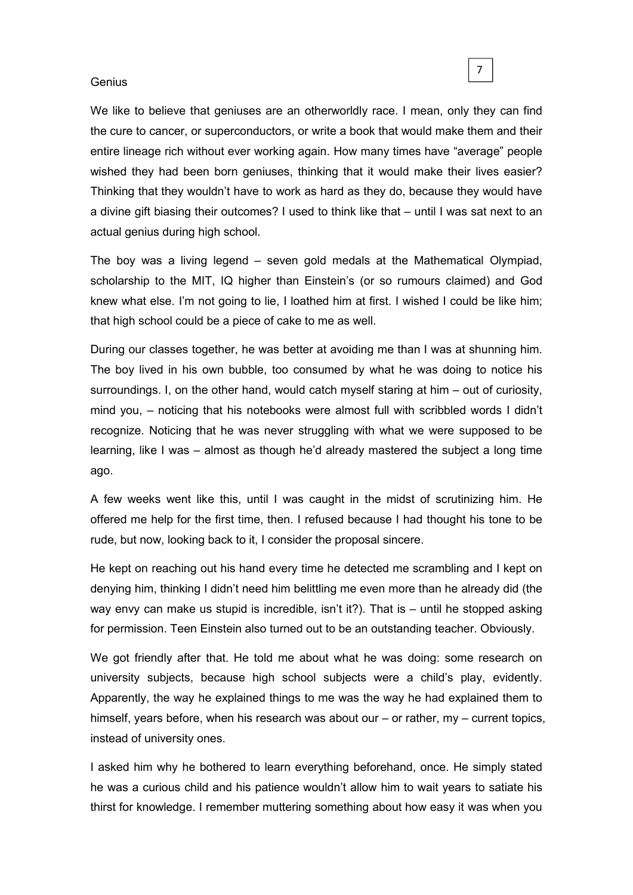# Genius

We like to believe that geniuses are an otherworldly race. I mean, only they can find the cure to cancer, or superconductors, or write a book that would make them and their entire lineage rich without ever working again. How many times have "average" people wished they had been born geniuses, thinking that it would make their lives easier? Thinking that they wouldn't have to work as hard as they do, because they would have a divine gift biasing their outcomes? I used to think like that – until I was sat next to an actual genius during high school.

The boy was a living legend – seven gold medals at the Mathematical Olympiad, scholarship to the MIT, IQ higher than Einstein's (or so rumours claimed) and God knew what else. I'm not going to lie, I loathed him at first. I wished I could be like him; that high school could be a piece of cake to me as well.

During our classes together, he was better at avoiding me than I was at shunning him. The boy lived in his own bubble, too consumed by what he was doing to notice his surroundings. I, on the other hand, would catch myself staring at him – out of curiosity, mind you, – noticing that his notebooks were almost full with scribbled words I didn't recognize. Noticing that he was never struggling with what we were supposed to be learning, like I was – almost as though he'd already mastered the subject a long time ago.

A few weeks went like this, until I was caught in the midst of scrutinizing him. He offered me help for the first time, then. I refused because I had thought his tone to be rude, but now, looking back to it, I consider the proposal sincere.

He kept on reaching out his hand every time he detected me scrambling and I kept on denying him, thinking I didn't need him belittling me even more than he already did (the way envy can make us stupid is incredible, isn't it?). That is – until he stopped asking for permission. Teen Einstein also turned out to be an outstanding teacher. Obviously.

We got friendly after that. He told me about what he was doing: some research on university subjects, because high school subjects were a child's play, evidently. Apparently, the way he explained things to me was the way he had explained them to himself, years before, when his research was about our – or rather, my – current topics, instead of university ones.

I asked him why he bothered to learn everything beforehand, once. He simply stated he was a curious child and his patience wouldn't allow him to wait years to satiate his thirst for knowledge. I remember muttering something about how easy it was when you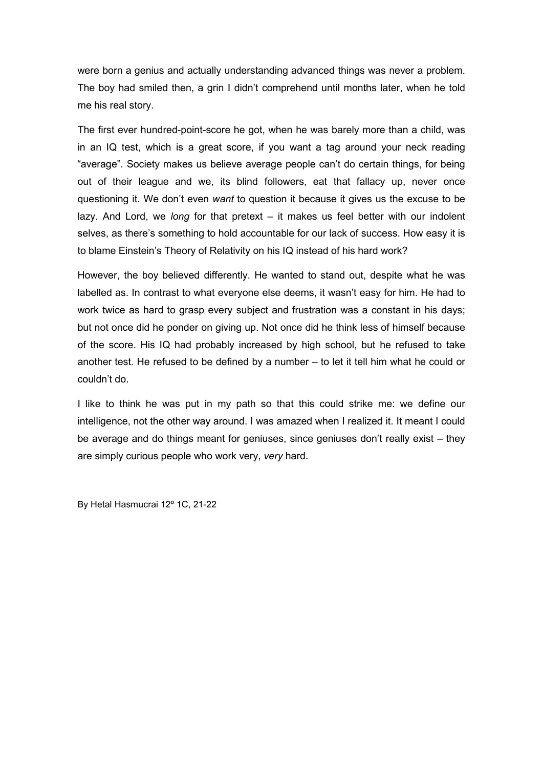were born a genius and actually understanding advanced things was never a problem. The boy had smiled then, a grin I didn't comprehend until months later, when he told me his real story.

The first ever hundred-point-score he got, when he was barely more than a child, was in an IQ test, which is a great score, if you want a tag around your neck reading "average". Society makes us believe average people can't do certain things, for being out of their league and we, its blind followers, eat that fallacy up, never once questioning it. We don't even *want* to question it because it gives us the excuse to be lazy. And Lord, we *long* for that pretext – it makes us feel better with our indolent selves, as there's something to hold accountable for our lack of success. How easy it is to blame Einstein's Theory of Relativity on his IQ instead of his hard work?

However, the boy believed differently. He wanted to stand out, despite what he was labelled as. In contrast to what everyone else deems, it wasn't easy for him. He had to work twice as hard to grasp every subject and frustration was a constant in his days; but not once did he ponder on giving up. Not once did he think less of himself because of the score. His IQ had probably increased by high school, but he refused to take another test. He refused to be defined by a number – to let it tell him what he could or couldn't do.

I like to think he was put in my path so that this could strike me: we define our intelligence, not the other way around. I was amazed when I realized it. It meant I could be average and do things meant for geniuses, since geniuses don't really exist – they are simply curious people who work very, *very* hard.

By Hetal Hasmucrai 12º 1C, 21-22